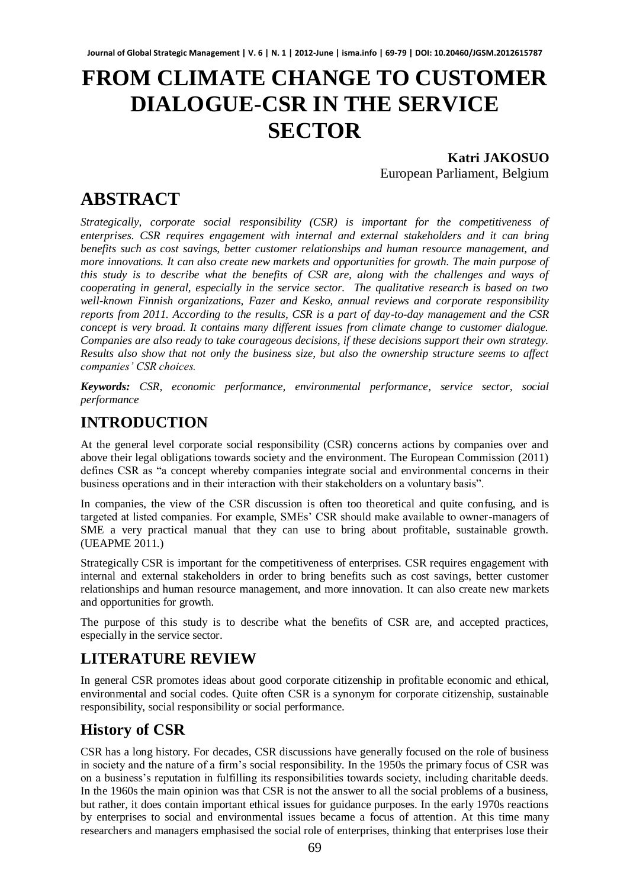# FROM CLIMATE CHANGE TO CUSTOMER DIALOGUE-CSR IN THE SERVICE SECTOR

**Katri JAKOSUO**
European Parliament, Belgium

# ABSTRACT

*Strategically, corporate social responsibility (CSR) is important for the competitiveness of enterprises. CSR requires engagement with internal and external stakeholders and it can bring benefits such as cost savings, better customer relationships and human resource management, and more innovations. It can also create new markets and opportunities for growth. The main purpose of this study is to describe what the benefits of CSR are, along with the challenges and ways of cooperating in general, especially in the service sector. The qualitative research is based on two well-known Finnish organizations, Fazer and Kesko, annual reviews and corporate responsibility reports from 2011. According to the results, CSR is a part of day-to-day management and the CSR concept is very broad. It contains many different issues from climate change to customer dialogue. Companies are also ready to take courageous decisions, if these decisions support their own strategy. Results also show that not only the business size, but also the ownership structure seems to affect companies' CSR choices.*

***Keywords:*** *CSR, economic performance, environmental performance, service sector, social performance*

## INTRODUCTION

At the general level corporate social responsibility (CSR) concerns actions by companies over and above their legal obligations towards society and the environment. The European Commission (2011) defines CSR as "a concept whereby companies integrate social and environmental concerns in their business operations and in their interaction with their stakeholders on a voluntary basis".

In companies, the view of the CSR discussion is often too theoretical and quite confusing, and is targeted at listed companies. For example, SMEs' CSR should make available to owner-managers of SME a very practical manual that they can use to bring about profitable, sustainable growth. (UEAPME 2011.)

Strategically CSR is important for the competitiveness of enterprises. CSR requires engagement with internal and external stakeholders in order to bring benefits such as cost savings, better customer relationships and human resource management, and more innovation. It can also create new markets and opportunities for growth.

The purpose of this study is to describe what the benefits of CSR are, and accepted practices, especially in the service sector.

## LITERATURE REVIEW

In general CSR promotes ideas about good corporate citizenship in profitable economic and ethical, environmental and social codes. Quite often CSR is a synonym for corporate citizenship, sustainable responsibility, social responsibility or social performance.

## History of CSR

CSR has a long history. For decades, CSR discussions have generally focused on the role of business in society and the nature of a firm's social responsibility. In the 1950s the primary focus of CSR was on a business's reputation in fulfilling its responsibilities towards society, including charitable deeds. In the 1960s the main opinion was that CSR is not the answer to all the social problems of a business, but rather, it does contain important ethical issues for guidance purposes. In the early 1970s reactions by enterprises to social and environmental issues became a focus of attention. At this time many researchers and managers emphasised the social role of enterprises, thinking that enterprises lose their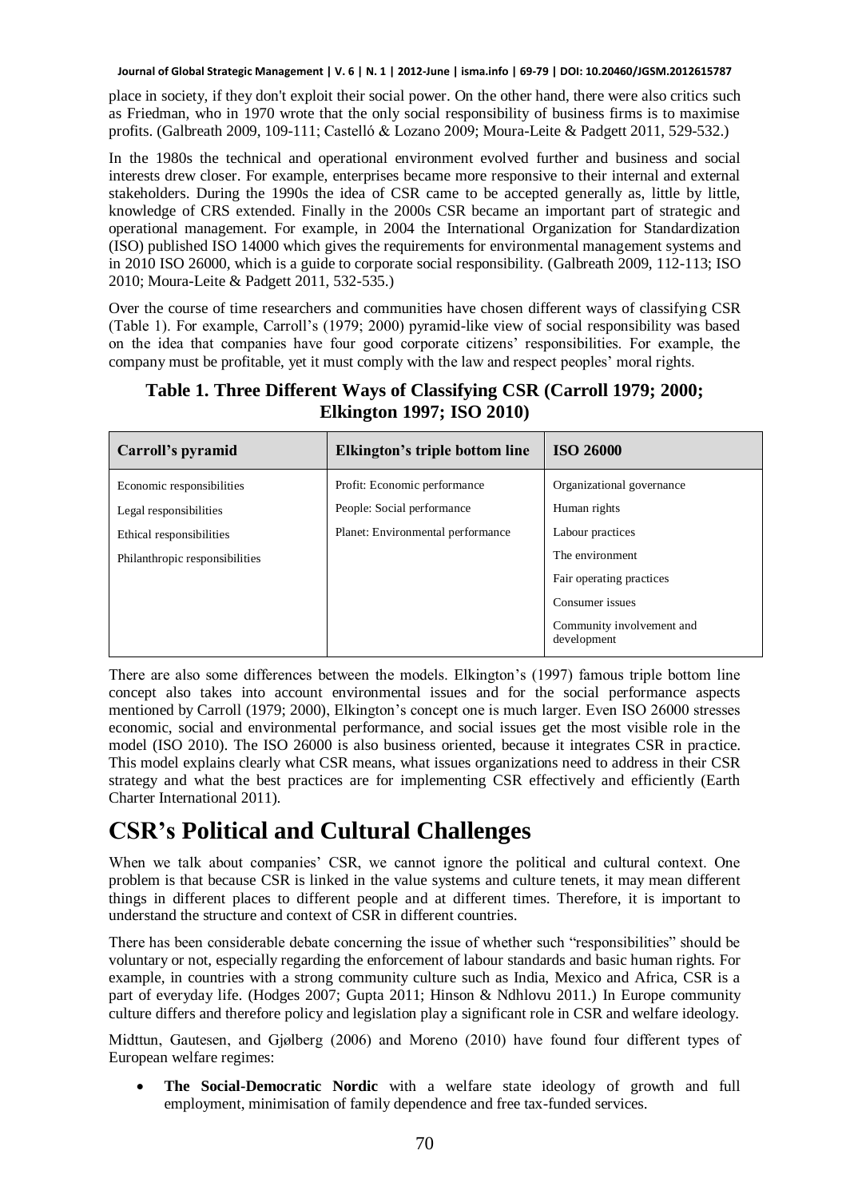place in society, if they don't exploit their social power. On the other hand, there were also critics such as Friedman, who in 1970 wrote that the only social responsibility of business firms is to maximise profits. (Galbreath 2009, 109-111; Castelló & Lozano 2009; Moura-Leite & Padgett 2011, 529-532.)

In the 1980s the technical and operational environment evolved further and business and social interests drew closer. For example, enterprises became more responsive to their internal and external stakeholders. During the 1990s the idea of CSR came to be accepted generally as, little by little, knowledge of CRS extended. Finally in the 2000s CSR became an important part of strategic and operational management. For example, in 2004 the International Organization for Standardization (ISO) published ISO 14000 which gives the requirements for environmental management systems and in 2010 ISO 26000, which is a guide to corporate social responsibility. (Galbreath 2009, 112-113; ISO 2010; Moura-Leite & Padgett 2011, 532-535.)

Over the course of time researchers and communities have chosen different ways of classifying CSR (Table 1). For example, Carroll's (1979; 2000) pyramid-like view of social responsibility was based on the idea that companies have four good corporate citizens' responsibilities. For example, the company must be profitable, yet it must comply with the law and respect peoples' moral rights.

**Table 1. Three Different Ways of Classifying CSR (Carroll 1979; 2000; Elkington 1997; ISO 2010)**

| Carroll's pyramid | Elkington's triple bottom line | ISO 26000 |
|---|---|---|
| Economic responsibilities | Profit: Economic performance | Organizational governance |
| Legal responsibilities | People: Social performance | Human rights |
| Ethical responsibilities | Planet: Environmental performance | Labour practices |
| Philanthropic responsibilities | | The environment |
| | | Fair operating practices |
| | | Consumer issues |
| | | Community involvement and development |

There are also some differences between the models. Elkington's (1997) famous triple bottom line concept also takes into account environmental issues and for the social performance aspects mentioned by Carroll (1979; 2000), Elkington's concept one is much larger. Even ISO 26000 stresses economic, social and environmental performance, and social issues get the most visible role in the model (ISO 2010). The ISO 26000 is also business oriented, because it integrates CSR in practice. This model explains clearly what CSR means, what issues organizations need to address in their CSR strategy and what the best practices are for implementing CSR effectively and efficiently (Earth Charter International 2011).

# CSR's Political and Cultural Challenges

When we talk about companies' CSR, we cannot ignore the political and cultural context. One problem is that because CSR is linked in the value systems and culture tenets, it may mean different things in different places to different people and at different times. Therefore, it is important to understand the structure and context of CSR in different countries.

There has been considerable debate concerning the issue of whether such "responsibilities" should be voluntary or not, especially regarding the enforcement of labour standards and basic human rights. For example, in countries with a strong community culture such as India, Mexico and Africa, CSR is a part of everyday life. (Hodges 2007; Gupta 2011; Hinson & Ndhlovu 2011.) In Europe community culture differs and therefore policy and legislation play a significant role in CSR and welfare ideology.

Midttun, Gautesen, and Gjølberg (2006) and Moreno (2010) have found four different types of European welfare regimes:

- **The Social-Democratic Nordic** with a welfare state ideology of growth and full employment, minimisation of family dependence and free tax-funded services.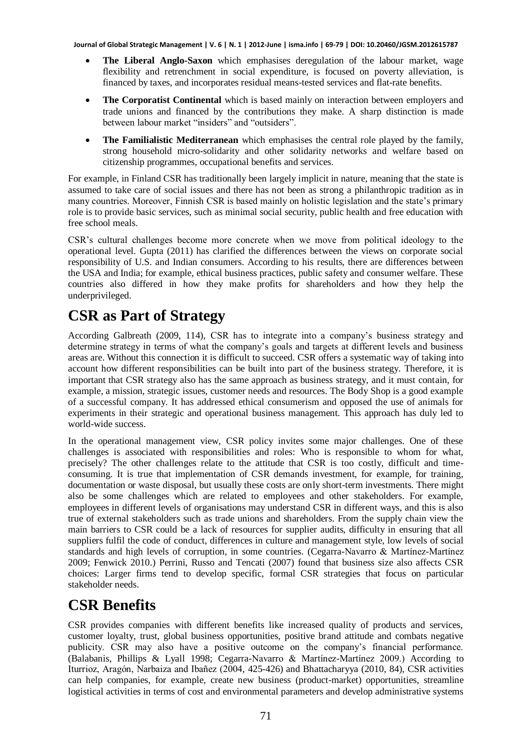- **The Liberal Anglo-Saxon** which emphasises deregulation of the labour market, wage flexibility and retrenchment in social expenditure, is focused on poverty alleviation, is financed by taxes, and incorporates residual means-tested services and flat-rate benefits.
- **The Corporatist Continental** which is based mainly on interaction between employers and trade unions and financed by the contributions they make. A sharp distinction is made between labour market "insiders" and "outsiders".
- **The Familialistic Mediterranean** which emphasises the central role played by the family, strong household micro-solidarity and other solidarity networks and welfare based on citizenship programmes, occupational benefits and services.

For example, in Finland CSR has traditionally been largely implicit in nature, meaning that the state is assumed to take care of social issues and there has not been as strong a philanthropic tradition as in many countries. Moreover, Finnish CSR is based mainly on holistic legislation and the state's primary role is to provide basic services, such as minimal social security, public health and free education with free school meals.

CSR's cultural challenges become more concrete when we move from political ideology to the operational level. Gupta (2011) has clarified the differences between the views on corporate social responsibility of U.S. and Indian consumers. According to his results, there are differences between the USA and India; for example, ethical business practices, public safety and consumer welfare. These countries also differed in how they make profits for shareholders and how they help the underprivileged.

# CSR as Part of Strategy

According Galbreath (2009, 114), CSR has to integrate into a company's business strategy and determine strategy in terms of what the company's goals and targets at different levels and business areas are. Without this connection it is difficult to succeed. CSR offers a systematic way of taking into account how different responsibilities can be built into part of the business strategy. Therefore, it is important that CSR strategy also has the same approach as business strategy, and it must contain, for example, a mission, strategic issues, customer needs and resources. The Body Shop is a good example of a successful company. It has addressed ethical consumerism and opposed the use of animals for experiments in their strategic and operational business management. This approach has duly led to world-wide success.

In the operational management view, CSR policy invites some major challenges. One of these challenges is associated with responsibilities and roles: Who is responsible to whom for what, precisely? The other challenges relate to the attitude that CSR is too costly, difficult and time-consuming. It is true that implementation of CSR demands investment, for example, for training, documentation or waste disposal, but usually these costs are only short-term investments. There might also be some challenges which are related to employees and other stakeholders. For example, employees in different levels of organisations may understand CSR in different ways, and this is also true of external stakeholders such as trade unions and shareholders. From the supply chain view the main barriers to CSR could be a lack of resources for supplier audits, difficulty in ensuring that all suppliers fulfil the code of conduct, differences in culture and management style, low levels of social standards and high levels of corruption, in some countries. (Cegarra-Navarro & Martínez-Martínez 2009; Fenwick 2010.) Perrini, Russo and Tencati (2007) found that business size also affects CSR choices: Larger firms tend to develop specific, formal CSR strategies that focus on particular stakeholder needs.

# CSR Benefits

CSR provides companies with different benefits like increased quality of products and services, customer loyalty, trust, global business opportunities, positive brand attitude and combats negative publicity. CSR may also have a positive outcome on the company's financial performance. (Balabanis, Phillips & Lyall 1998; Cegarra-Navarro & Martínez-Martínez 2009.) According to Iturrioz, Aragón, Narbaiza and Ibañez (2004, 425-426) and Bhattacharyya (2010, 84), CSR activities can help companies, for example, create new business (product-market) opportunities, streamline logistical activities in terms of cost and environmental parameters and develop administrative systems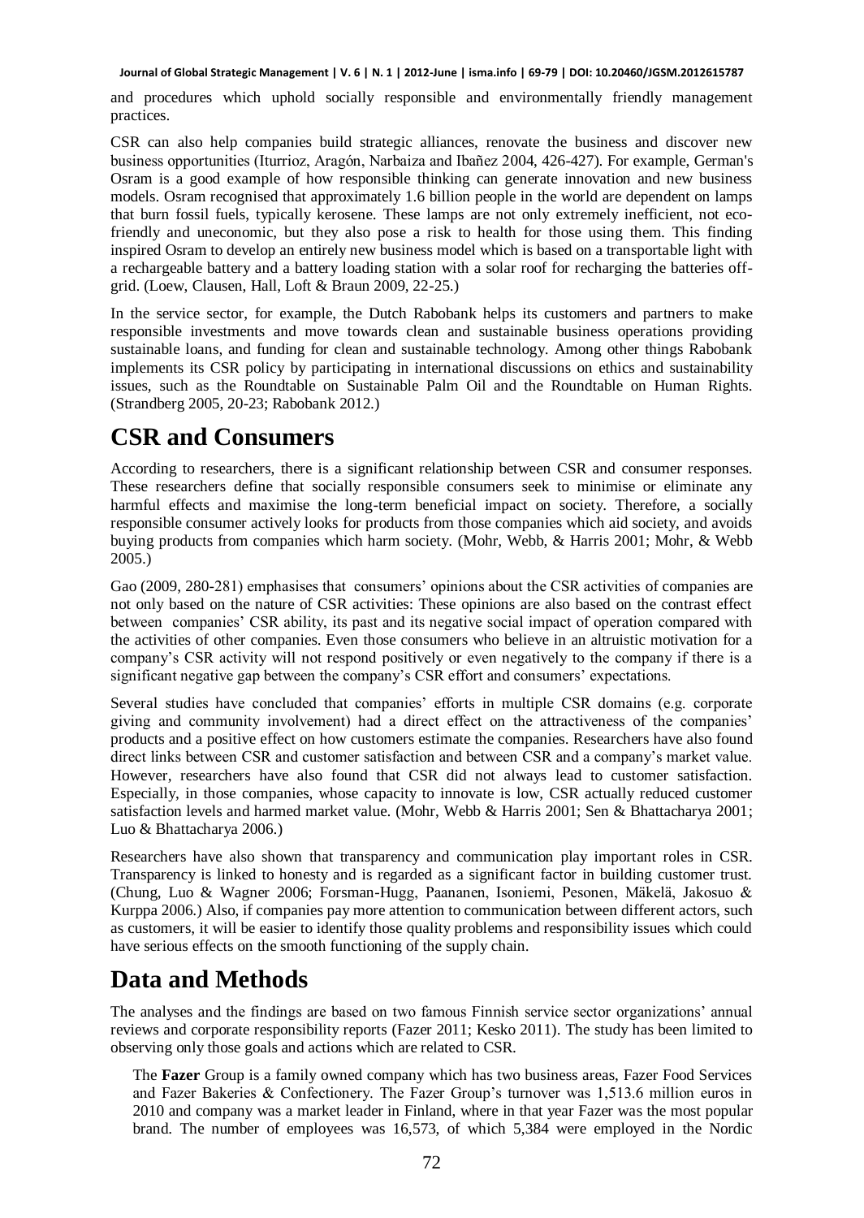and procedures which uphold socially responsible and environmentally friendly management practices.

CSR can also help companies build strategic alliances, renovate the business and discover new business opportunities (Iturrioz, Aragón, Narbaiza and Ibañez 2004, 426-427). For example, German's Osram is a good example of how responsible thinking can generate innovation and new business models. Osram recognised that approximately 1.6 billion people in the world are dependent on lamps that burn fossil fuels, typically kerosene. These lamps are not only extremely inefficient, not eco-friendly and uneconomic, but they also pose a risk to health for those using them. This finding inspired Osram to develop an entirely new business model which is based on a transportable light with a rechargeable battery and a battery loading station with a solar roof for recharging the batteries off-grid. (Loew, Clausen, Hall, Loft & Braun 2009, 22-25.)

In the service sector, for example, the Dutch Rabobank helps its customers and partners to make responsible investments and move towards clean and sustainable business operations providing sustainable loans, and funding for clean and sustainable technology. Among other things Rabobank implements its CSR policy by participating in international discussions on ethics and sustainability issues, such as the Roundtable on Sustainable Palm Oil and the Roundtable on Human Rights. (Strandberg 2005, 20-23; Rabobank 2012.)

# CSR and Consumers

According to researchers, there is a significant relationship between CSR and consumer responses. These researchers define that socially responsible consumers seek to minimise or eliminate any harmful effects and maximise the long-term beneficial impact on society. Therefore, a socially responsible consumer actively looks for products from those companies which aid society, and avoids buying products from companies which harm society. (Mohr, Webb, & Harris 2001; Mohr, & Webb 2005.)

Gao (2009, 280-281) emphasises that consumers' opinions about the CSR activities of companies are not only based on the nature of CSR activities: These opinions are also based on the contrast effect between companies' CSR ability, its past and its negative social impact of operation compared with the activities of other companies. Even those consumers who believe in an altruistic motivation for a company's CSR activity will not respond positively or even negatively to the company if there is a significant negative gap between the company's CSR effort and consumers' expectations.

Several studies have concluded that companies' efforts in multiple CSR domains (e.g. corporate giving and community involvement) had a direct effect on the attractiveness of the companies' products and a positive effect on how customers estimate the companies. Researchers have also found direct links between CSR and customer satisfaction and between CSR and a company's market value. However, researchers have also found that CSR did not always lead to customer satisfaction. Especially, in those companies, whose capacity to innovate is low, CSR actually reduced customer satisfaction levels and harmed market value. (Mohr, Webb & Harris 2001; Sen & Bhattacharya 2001; Luo & Bhattacharya 2006.)

Researchers have also shown that transparency and communication play important roles in CSR. Transparency is linked to honesty and is regarded as a significant factor in building customer trust. (Chung, Luo & Wagner 2006; Forsman-Hugg, Paananen, Isoniemi, Pesonen, Mäkelä, Jakosuo & Kurppa 2006.) Also, if companies pay more attention to communication between different actors, such as customers, it will be easier to identify those quality problems and responsibility issues which could have serious effects on the smooth functioning of the supply chain.

# Data and Methods

The analyses and the findings are based on two famous Finnish service sector organizations' annual reviews and corporate responsibility reports (Fazer 2011; Kesko 2011). The study has been limited to observing only those goals and actions which are related to CSR.

> The **Fazer** Group is a family owned company which has two business areas, Fazer Food Services and Fazer Bakeries & Confectionery. The Fazer Group's turnover was 1,513.6 million euros in 2010 and company was a market leader in Finland, where in that year Fazer was the most popular brand. The number of employees was 16,573, of which 5,384 were employed in the Nordic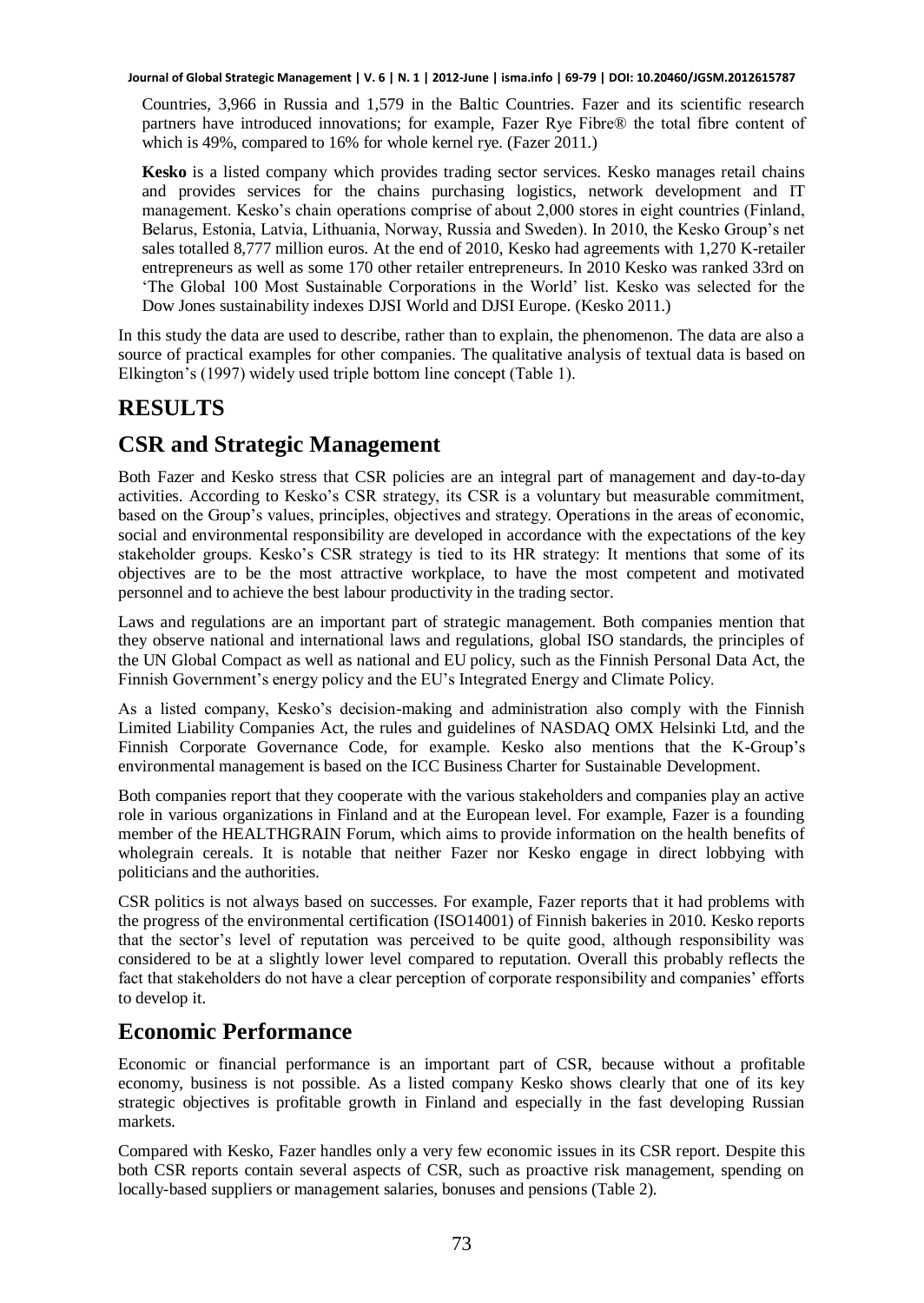Countries, 3,966 in Russia and 1,579 in the Baltic Countries. Fazer and its scientific research partners have introduced innovations; for example, Fazer Rye Fibre® the total fibre content of which is 49%, compared to 16% for whole kernel rye. (Fazer 2011.)

**Kesko** is a listed company which provides trading sector services. Kesko manages retail chains and provides services for the chains purchasing logistics, network development and IT management. Kesko's chain operations comprise of about 2,000 stores in eight countries (Finland, Belarus, Estonia, Latvia, Lithuania, Norway, Russia and Sweden). In 2010, the Kesko Group's net sales totalled 8,777 million euros. At the end of 2010, Kesko had agreements with 1,270 K-retailer entrepreneurs as well as some 170 other retailer entrepreneurs. In 2010 Kesko was ranked 33rd on 'The Global 100 Most Sustainable Corporations in the World' list. Kesko was selected for the Dow Jones sustainability indexes DJSI World and DJSI Europe. (Kesko 2011.)

In this study the data are used to describe, rather than to explain, the phenomenon. The data are also a source of practical examples for other companies. The qualitative analysis of textual data is based on Elkington's (1997) widely used triple bottom line concept (Table 1).

# RESULTS

## CSR and Strategic Management

Both Fazer and Kesko stress that CSR policies are an integral part of management and day-to-day activities. According to Kesko's CSR strategy, its CSR is a voluntary but measurable commitment, based on the Group's values, principles, objectives and strategy. Operations in the areas of economic, social and environmental responsibility are developed in accordance with the expectations of the key stakeholder groups. Kesko's CSR strategy is tied to its HR strategy: It mentions that some of its objectives are to be the most attractive workplace, to have the most competent and motivated personnel and to achieve the best labour productivity in the trading sector.

Laws and regulations are an important part of strategic management. Both companies mention that they observe national and international laws and regulations, global ISO standards, the principles of the UN Global Compact as well as national and EU policy, such as the Finnish Personal Data Act, the Finnish Government's energy policy and the EU's Integrated Energy and Climate Policy.

As a listed company, Kesko's decision-making and administration also comply with the Finnish Limited Liability Companies Act, the rules and guidelines of NASDAQ OMX Helsinki Ltd, and the Finnish Corporate Governance Code, for example. Kesko also mentions that the K-Group's environmental management is based on the ICC Business Charter for Sustainable Development.

Both companies report that they cooperate with the various stakeholders and companies play an active role in various organizations in Finland and at the European level. For example, Fazer is a founding member of the HEALTHGRAIN Forum, which aims to provide information on the health benefits of wholegrain cereals. It is notable that neither Fazer nor Kesko engage in direct lobbying with politicians and the authorities.

CSR politics is not always based on successes. For example, Fazer reports that it had problems with the progress of the environmental certification (ISO14001) of Finnish bakeries in 2010. Kesko reports that the sector's level of reputation was perceived to be quite good, although responsibility was considered to be at a slightly lower level compared to reputation. Overall this probably reflects the fact that stakeholders do not have a clear perception of corporate responsibility and companies' efforts to develop it.

## Economic Performance

Economic or financial performance is an important part of CSR, because without a profitable economy, business is not possible. As a listed company Kesko shows clearly that one of its key strategic objectives is profitable growth in Finland and especially in the fast developing Russian markets.

Compared with Kesko, Fazer handles only a very few economic issues in its CSR report. Despite this both CSR reports contain several aspects of CSR, such as proactive risk management, spending on locally-based suppliers or management salaries, bonuses and pensions (Table 2).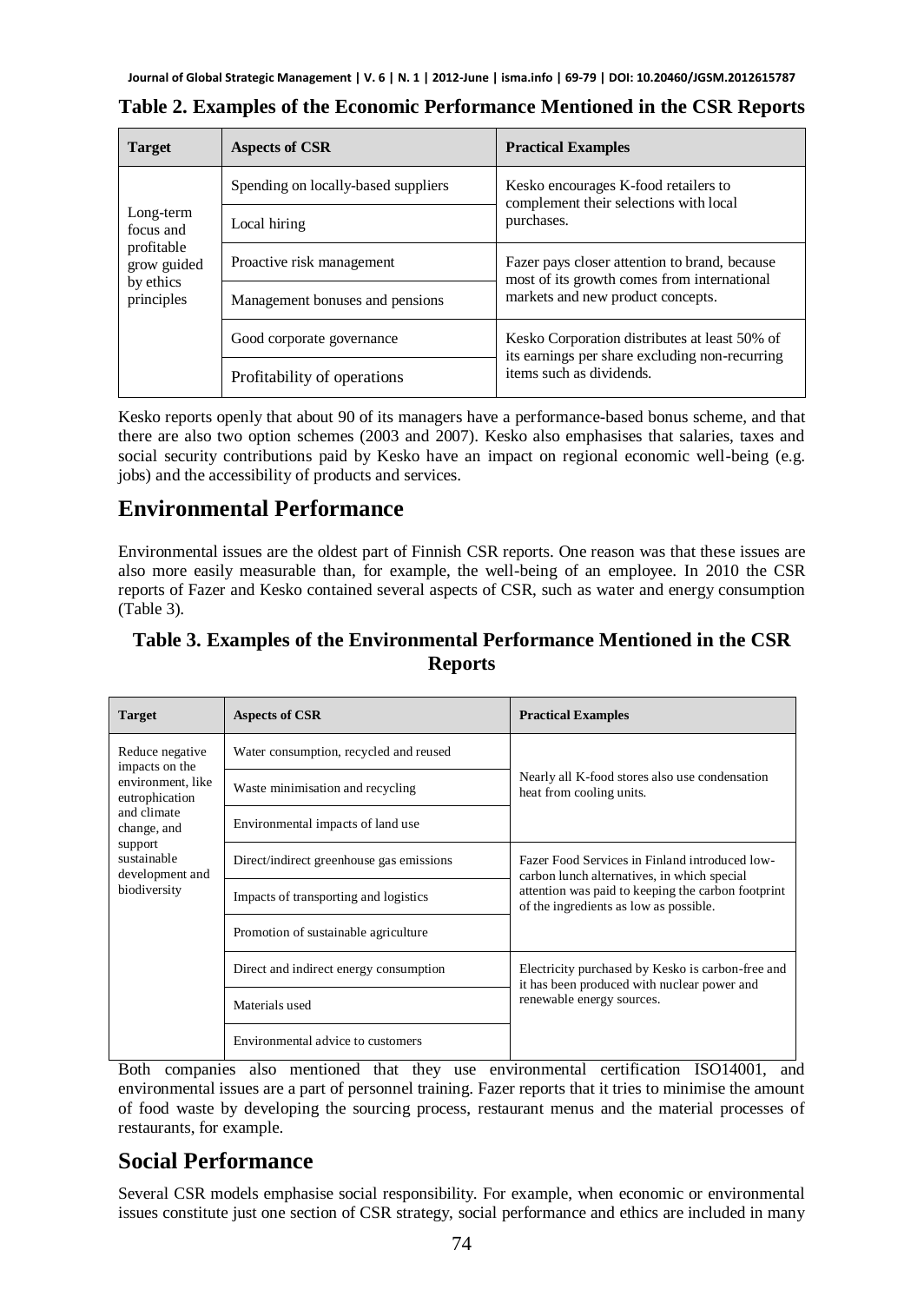**Table 2. Examples of the Economic Performance Mentioned in the CSR Reports**

| Target | Aspects of CSR | Practical Examples |
|---|---|---|
| Long-term focus and profitable grow guided by ethics principles | Spending on locally-based suppliers | Kesko encourages K-food retailers to complement their selections with local purchases. |
| | Local hiring | |
| | Proactive risk management | Fazer pays closer attention to brand, because most of its growth comes from international markets and new product concepts. |
| | Management bonuses and pensions | |
| | Good corporate governance | Kesko Corporation distributes at least 50% of its earnings per share excluding non-recurring items such as dividends. |
| | Profitability of operations | |

Kesko reports openly that about 90 of its managers have a performance-based bonus scheme, and that there are also two option schemes (2003 and 2007). Kesko also emphasises that salaries, taxes and social security contributions paid by Kesko have an impact on regional economic well-being (e.g. jobs) and the accessibility of products and services.

# Environmental Performance

Environmental issues are the oldest part of Finnish CSR reports. One reason was that these issues are also more easily measurable than, for example, the well-being of an employee. In 2010 the CSR reports of Fazer and Kesko contained several aspects of CSR, such as water and energy consumption (Table 3).

**Table 3. Examples of the Environmental Performance Mentioned in the CSR Reports**

| Target | Aspects of CSR | Practical Examples |
|---|---|---|
| Reduce negative impacts on the environment, like eutrophication and climate change, and support sustainable development and biodiversity | Water consumption, recycled and reused | Nearly all K-food stores also use condensation heat from cooling units. |
| | Waste minimisation and recycling | |
| | Environmental impacts of land use | |
| | Direct/indirect greenhouse gas emissions | Fazer Food Services in Finland introduced low-carbon lunch alternatives, in which special attention was paid to keeping the carbon footprint of the ingredients as low as possible. |
| | Impacts of transporting and logistics | |
| | Promotion of sustainable agriculture | |
| | Direct and indirect energy consumption | Electricity purchased by Kesko is carbon-free and it has been produced with nuclear power and renewable energy sources. |
| | Materials used | |
| | Environmental advice to customers | |

Both companies also mentioned that they use environmental certification ISO14001, and environmental issues are a part of personnel training. Fazer reports that it tries to minimise the amount of food waste by developing the sourcing process, restaurant menus and the material processes of restaurants, for example.

# Social Performance

Several CSR models emphasise social responsibility. For example, when economic or environmental issues constitute just one section of CSR strategy, social performance and ethics are included in many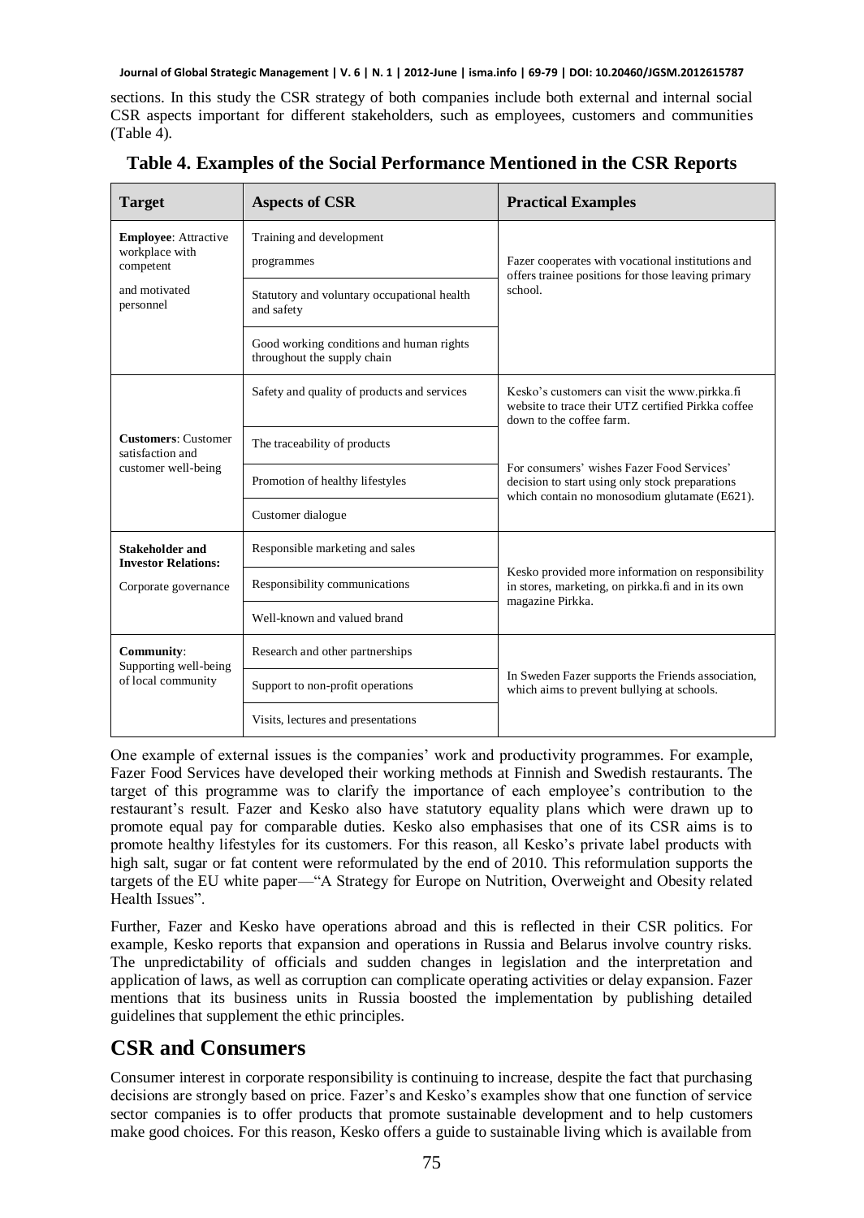sections. In this study the CSR strategy of both companies include both external and internal social CSR aspects important for different stakeholders, such as employees, customers and communities (Table 4).

**Table 4. Examples of the Social Performance Mentioned in the CSR Reports**

| Target | Aspects of CSR | Practical Examples |
|---|---|---|
| **Employee**: Attractive workplace with competent and motivated personnel | Training and development programmes | Fazer cooperates with vocational institutions and offers trainee positions for those leaving primary school. |
| | Statutory and voluntary occupational health and safety | |
| | Good working conditions and human rights throughout the supply chain | |
| **Customers**: Customer satisfaction and customer well-being | Safety and quality of products and services | Kesko's customers can visit the www.pirkka.fi website to trace their UTZ certified Pirkka coffee down to the coffee farm. |
| | The traceability of products | For consumers' wishes Fazer Food Services' decision to start using only stock preparations which contain no monosodium glutamate (E621). |
| | Promotion of healthy lifestyles | |
| | Customer dialogue | |
| **Stakeholder and Investor Relations:** Corporate governance | Responsible marketing and sales | Kesko provided more information on responsibility in stores, marketing, on pirkka.fi and in its own magazine Pirkka. |
| | Responsibility communications | |
| | Well-known and valued brand | |
| **Community**: Supporting well-being of local community | Research and other partnerships | In Sweden Fazer supports the Friends association, which aims to prevent bullying at schools. |
| | Support to non-profit operations | |
| | Visits, lectures and presentations | |

One example of external issues is the companies' work and productivity programmes. For example, Fazer Food Services have developed their working methods at Finnish and Swedish restaurants. The target of this programme was to clarify the importance of each employee's contribution to the restaurant's result. Fazer and Kesko also have statutory equality plans which were drawn up to promote equal pay for comparable duties. Kesko also emphasises that one of its CSR aims is to promote healthy lifestyles for its customers. For this reason, all Kesko's private label products with high salt, sugar or fat content were reformulated by the end of 2010. This reformulation supports the targets of the EU white paper—"A Strategy for Europe on Nutrition, Overweight and Obesity related Health Issues".

Further, Fazer and Kesko have operations abroad and this is reflected in their CSR politics. For example, Kesko reports that expansion and operations in Russia and Belarus involve country risks. The unpredictability of officials and sudden changes in legislation and the interpretation and application of laws, as well as corruption can complicate operating activities or delay expansion. Fazer mentions that its business units in Russia boosted the implementation by publishing detailed guidelines that supplement the ethic principles.

## CSR and Consumers

Consumer interest in corporate responsibility is continuing to increase, despite the fact that purchasing decisions are strongly based on price. Fazer's and Kesko's examples show that one function of service sector companies is to offer products that promote sustainable development and to help customers make good choices. For this reason, Kesko offers a guide to sustainable living which is available from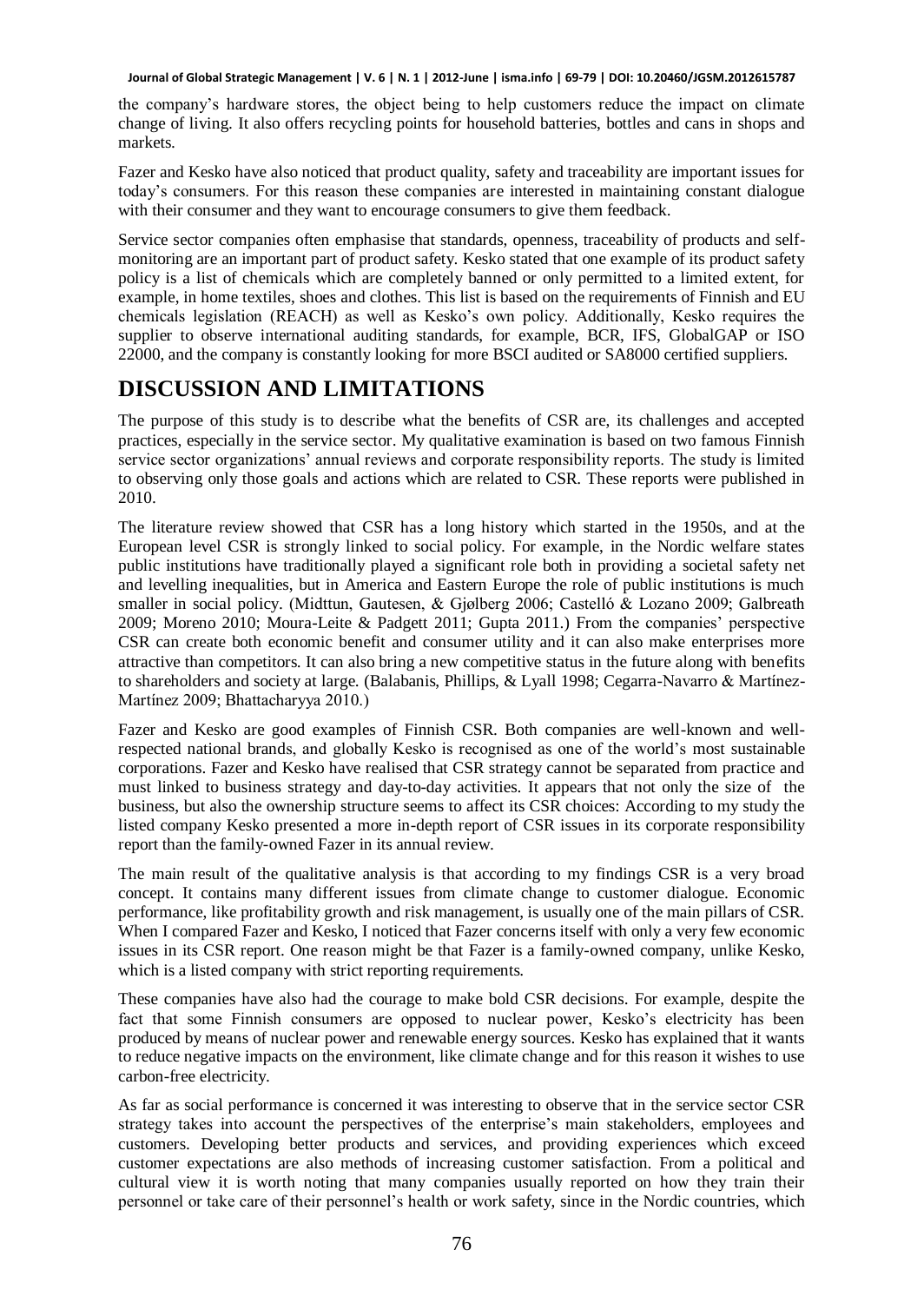the company's hardware stores, the object being to help customers reduce the impact on climate change of living. It also offers recycling points for household batteries, bottles and cans in shops and markets.

Fazer and Kesko have also noticed that product quality, safety and traceability are important issues for today's consumers. For this reason these companies are interested in maintaining constant dialogue with their consumer and they want to encourage consumers to give them feedback.

Service sector companies often emphasise that standards, openness, traceability of products and self-monitoring are an important part of product safety. Kesko stated that one example of its product safety policy is a list of chemicals which are completely banned or only permitted to a limited extent, for example, in home textiles, shoes and clothes. This list is based on the requirements of Finnish and EU chemicals legislation (REACH) as well as Kesko's own policy. Additionally, Kesko requires the supplier to observe international auditing standards, for example, BCR, IFS, GlobalGAP or ISO 22000, and the company is constantly looking for more BSCI audited or SA8000 certified suppliers.

# DISCUSSION AND LIMITATIONS

The purpose of this study is to describe what the benefits of CSR are, its challenges and accepted practices, especially in the service sector. My qualitative examination is based on two famous Finnish service sector organizations' annual reviews and corporate responsibility reports. The study is limited to observing only those goals and actions which are related to CSR. These reports were published in 2010.

The literature review showed that CSR has a long history which started in the 1950s, and at the European level CSR is strongly linked to social policy. For example, in the Nordic welfare states public institutions have traditionally played a significant role both in providing a societal safety net and levelling inequalities, but in America and Eastern Europe the role of public institutions is much smaller in social policy. (Midttun, Gautesen, & Gjølberg 2006; Castelló & Lozano 2009; Galbreath 2009; Moreno 2010; Moura-Leite & Padgett 2011; Gupta 2011.) From the companies' perspective CSR can create both economic benefit and consumer utility and it can also make enterprises more attractive than competitors. It can also bring a new competitive status in the future along with benefits to shareholders and society at large. (Balabanis, Phillips, & Lyall 1998; Cegarra-Navarro & Martínez-Martínez 2009; Bhattacharyya 2010.)

Fazer and Kesko are good examples of Finnish CSR. Both companies are well-known and well-respected national brands, and globally Kesko is recognised as one of the world's most sustainable corporations. Fazer and Kesko have realised that CSR strategy cannot be separated from practice and must linked to business strategy and day-to-day activities. It appears that not only the size of the business, but also the ownership structure seems to affect its CSR choices: According to my study the listed company Kesko presented a more in-depth report of CSR issues in its corporate responsibility report than the family-owned Fazer in its annual review.

The main result of the qualitative analysis is that according to my findings CSR is a very broad concept. It contains many different issues from climate change to customer dialogue. Economic performance, like profitability growth and risk management, is usually one of the main pillars of CSR. When I compared Fazer and Kesko, I noticed that Fazer concerns itself with only a very few economic issues in its CSR report. One reason might be that Fazer is a family-owned company, unlike Kesko, which is a listed company with strict reporting requirements.

These companies have also had the courage to make bold CSR decisions. For example, despite the fact that some Finnish consumers are opposed to nuclear power, Kesko's electricity has been produced by means of nuclear power and renewable energy sources. Kesko has explained that it wants to reduce negative impacts on the environment, like climate change and for this reason it wishes to use carbon-free electricity.

As far as social performance is concerned it was interesting to observe that in the service sector CSR strategy takes into account the perspectives of the enterprise's main stakeholders, employees and customers. Developing better products and services, and providing experiences which exceed customer expectations are also methods of increasing customer satisfaction. From a political and cultural view it is worth noting that many companies usually reported on how they train their personnel or take care of their personnel's health or work safety, since in the Nordic countries, which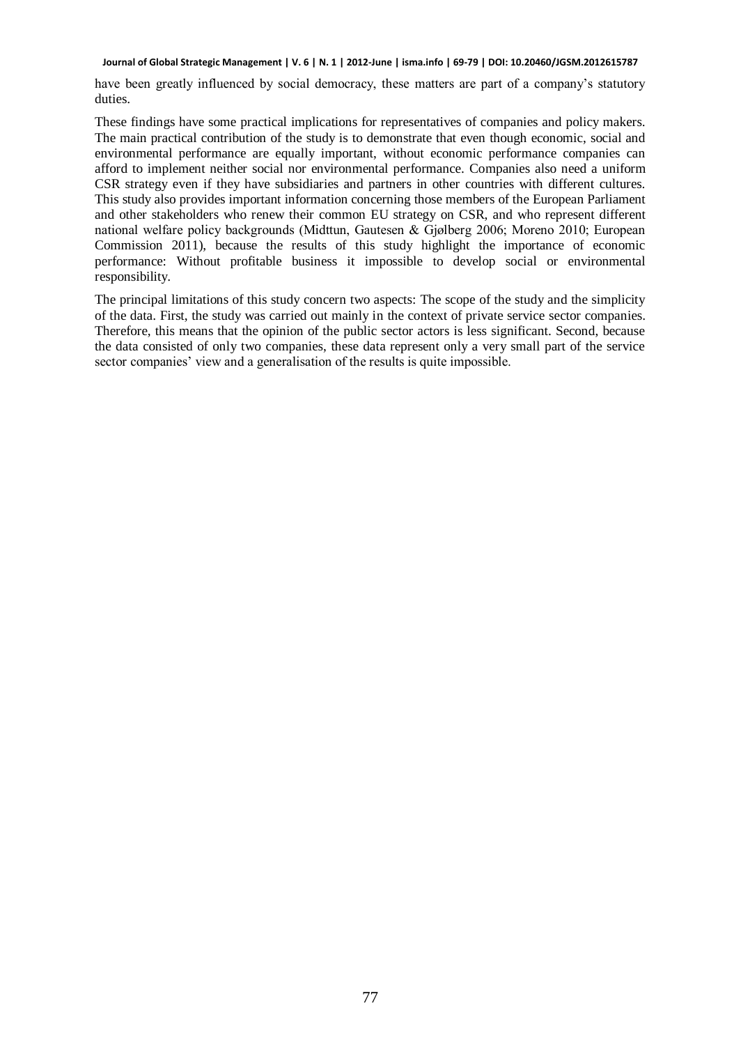have been greatly influenced by social democracy, these matters are part of a company's statutory duties.

These findings have some practical implications for representatives of companies and policy makers. The main practical contribution of the study is to demonstrate that even though economic, social and environmental performance are equally important, without economic performance companies can afford to implement neither social nor environmental performance. Companies also need a uniform CSR strategy even if they have subsidiaries and partners in other countries with different cultures. This study also provides important information concerning those members of the European Parliament and other stakeholders who renew their common EU strategy on CSR, and who represent different national welfare policy backgrounds (Midttun, Gautesen & Gjølberg 2006; Moreno 2010; European Commission 2011), because the results of this study highlight the importance of economic performance: Without profitable business it impossible to develop social or environmental responsibility.

The principal limitations of this study concern two aspects: The scope of the study and the simplicity of the data. First, the study was carried out mainly in the context of private service sector companies. Therefore, this means that the opinion of the public sector actors is less significant. Second, because the data consisted of only two companies, these data represent only a very small part of the service sector companies' view and a generalisation of the results is quite impossible.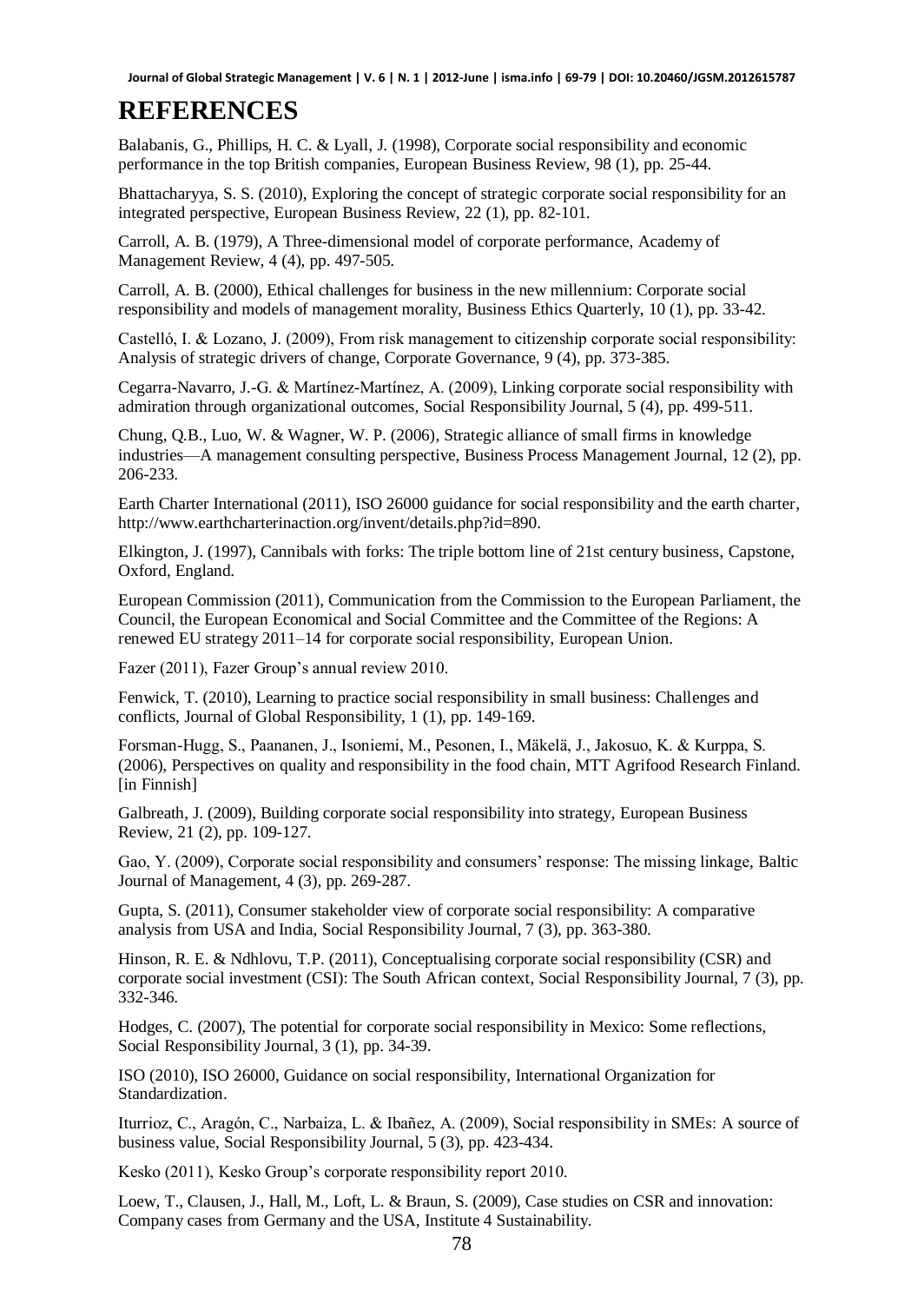# REFERENCES

Balabanis, G., Phillips, H. C. & Lyall, J. (1998), Corporate social responsibility and economic performance in the top British companies, European Business Review, 98 (1), pp. 25-44.

Bhattacharyya, S. S. (2010), Exploring the concept of strategic corporate social responsibility for an integrated perspective, European Business Review, 22 (1), pp. 82-101.

Carroll, A. B. (1979), A Three-dimensional model of corporate performance, Academy of Management Review, 4 (4), pp. 497-505.

Carroll, A. B. (2000), Ethical challenges for business in the new millennium: Corporate social responsibility and models of management morality, Business Ethics Quarterly, 10 (1), pp. 33-42.

Castelló, I. & Lozano, J. (2009), From risk management to citizenship corporate social responsibility: Analysis of strategic drivers of change, Corporate Governance, 9 (4), pp. 373-385.

Cegarra-Navarro, J.-G. & Martínez-Martínez, A. (2009), Linking corporate social responsibility with admiration through organizational outcomes, Social Responsibility Journal, 5 (4), pp. 499-511.

Chung, Q.B., Luo, W. & Wagner, W. P. (2006), Strategic alliance of small firms in knowledge industries—A management consulting perspective, Business Process Management Journal, 12 (2), pp. 206-233.

Earth Charter International (2011), ISO 26000 guidance for social responsibility and the earth charter, http://www.earthcharterinaction.org/invent/details.php?id=890.

Elkington, J. (1997), Cannibals with forks: The triple bottom line of 21st century business, Capstone, Oxford, England.

European Commission (2011), Communication from the Commission to the European Parliament, the Council, the European Economical and Social Committee and the Committee of the Regions: A renewed EU strategy 2011–14 for corporate social responsibility, European Union.

Fazer (2011), Fazer Group's annual review 2010.

Fenwick, T. (2010), Learning to practice social responsibility in small business: Challenges and conflicts, Journal of Global Responsibility, 1 (1), pp. 149-169.

Forsman-Hugg, S., Paananen, J., Isoniemi, M., Pesonen, I., Mäkelä, J., Jakosuo, K. & Kurppa, S. (2006), Perspectives on quality and responsibility in the food chain, MTT Agrifood Research Finland. [in Finnish]

Galbreath, J. (2009), Building corporate social responsibility into strategy, European Business Review, 21 (2), pp. 109-127.

Gao, Y. (2009), Corporate social responsibility and consumers' response: The missing linkage, Baltic Journal of Management, 4 (3), pp. 269-287.

Gupta, S. (2011), Consumer stakeholder view of corporate social responsibility: A comparative analysis from USA and India, Social Responsibility Journal, 7 (3), pp. 363-380.

Hinson, R. E. & Ndhlovu, T.P. (2011), Conceptualising corporate social responsibility (CSR) and corporate social investment (CSI): The South African context, Social Responsibility Journal, 7 (3), pp. 332-346.

Hodges, C. (2007), The potential for corporate social responsibility in Mexico: Some reflections, Social Responsibility Journal, 3 (1), pp. 34-39.

ISO (2010), ISO 26000, Guidance on social responsibility, International Organization for Standardization.

Iturrioz, C., Aragón, C., Narbaiza, L. & Ibañez, A. (2009), Social responsibility in SMEs: A source of business value, Social Responsibility Journal, 5 (3), pp. 423-434.

Kesko (2011), Kesko Group's corporate responsibility report 2010.

Loew, T., Clausen, J., Hall, M., Loft, L. & Braun, S. (2009), Case studies on CSR and innovation: Company cases from Germany and the USA, Institute 4 Sustainability.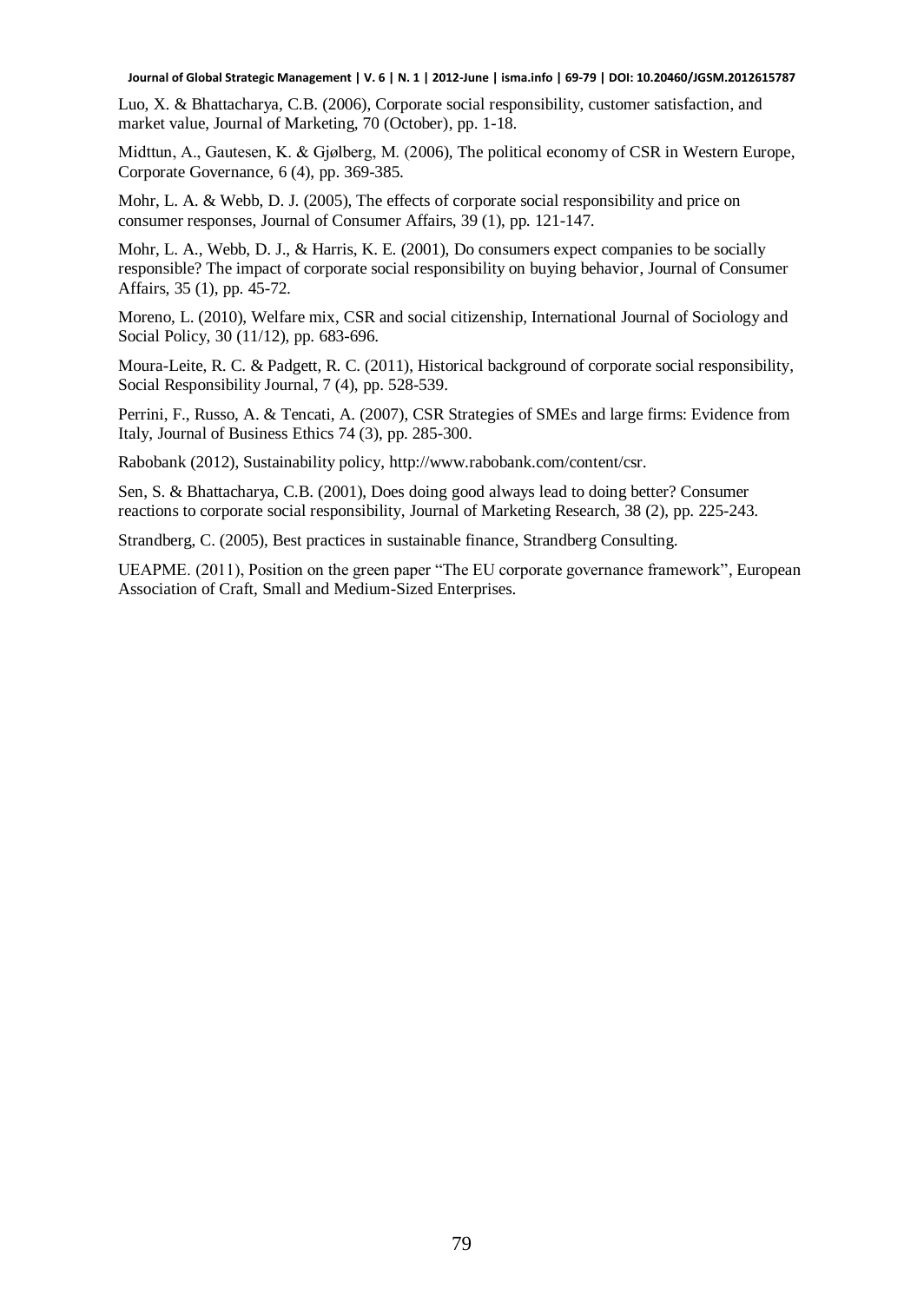Luo, X. & Bhattacharya, C.B. (2006), Corporate social responsibility, customer satisfaction, and market value, Journal of Marketing, 70 (October), pp. 1-18.

Midttun, A., Gautesen, K. & Gjølberg, M. (2006), The political economy of CSR in Western Europe, Corporate Governance, 6 (4), pp. 369-385.

Mohr, L. A. & Webb, D. J. (2005), The effects of corporate social responsibility and price on consumer responses, Journal of Consumer Affairs, 39 (1), pp. 121-147.

Mohr, L. A., Webb, D. J., & Harris, K. E. (2001), Do consumers expect companies to be socially responsible? The impact of corporate social responsibility on buying behavior, Journal of Consumer Affairs, 35 (1), pp. 45-72.

Moreno, L. (2010), Welfare mix, CSR and social citizenship, International Journal of Sociology and Social Policy, 30 (11/12), pp. 683-696.

Moura-Leite, R. C. & Padgett, R. C. (2011), Historical background of corporate social responsibility, Social Responsibility Journal, 7 (4), pp. 528-539.

Perrini, F., Russo, A. & Tencati, A. (2007), CSR Strategies of SMEs and large firms: Evidence from Italy, Journal of Business Ethics 74 (3), pp. 285-300.

Rabobank (2012), Sustainability policy, http://www.rabobank.com/content/csr.

Sen, S. & Bhattacharya, C.B. (2001), Does doing good always lead to doing better? Consumer reactions to corporate social responsibility, Journal of Marketing Research, 38 (2), pp. 225-243.

Strandberg, C. (2005), Best practices in sustainable finance, Strandberg Consulting.

UEAPME. (2011), Position on the green paper "The EU corporate governance framework", European Association of Craft, Small and Medium-Sized Enterprises.